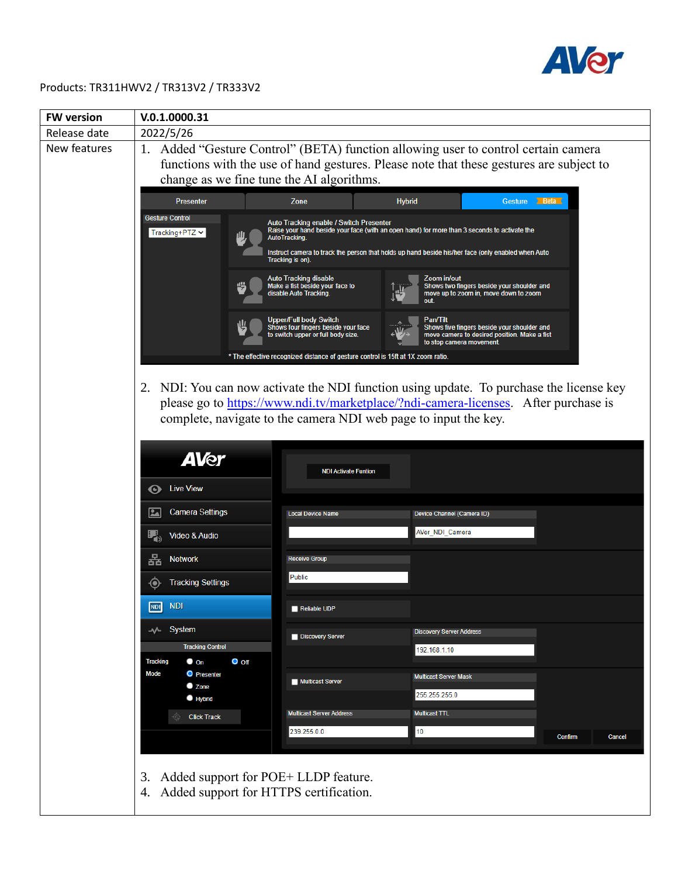Products: TR311HWV2 / TR313V2 / TR333V2

| FW version | V.0.1.0000.31 |
|---|---|
| Release date | 2022/5/26 |
| New features | 1. Added “Gesture Control” (BETA) function allowing user to control certain camera functions with the use of hand gestures. Please note that these gestures are subject to change as we fine tune the AI algorithms.<br><br>2. NDI: You can now activate the NDI function using update. To purchase the license key please go to https://www.ndi.tv/marketplace/?ndi-camera-licenses. After purchase is complete, navigate to the camera NDI web page to input the key.<br><br>3. Added support for POE+ LLDP feature.<br>4. Added support for HTTPS certification. |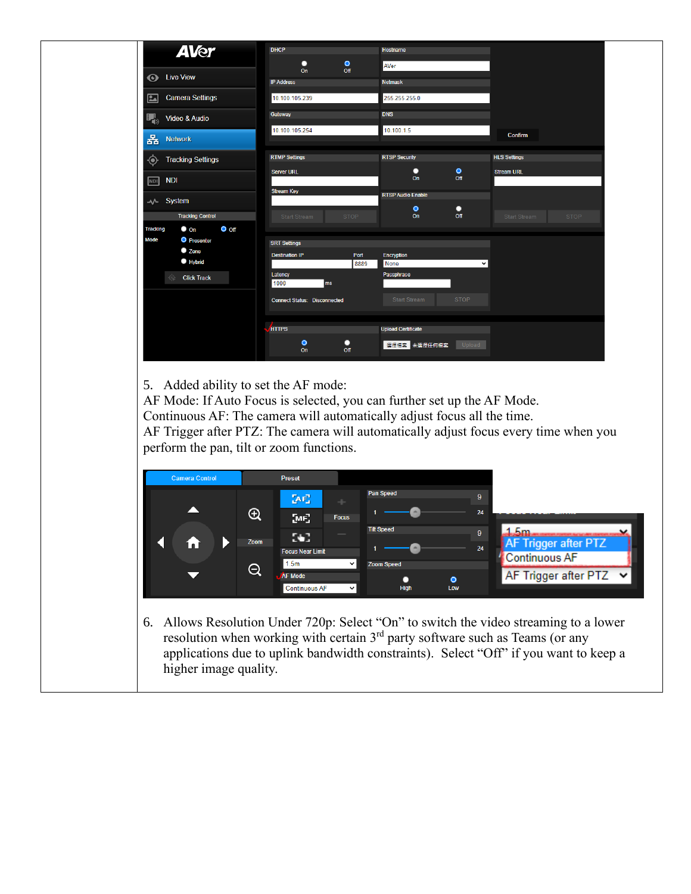5. Added ability to set the AF mode:
AF Mode: If Auto Focus is selected, you can further set up the AF Mode.
Continuous AF: The camera will automatically adjust focus all the time.
AF Trigger after PTZ: The camera will automatically adjust focus every time when you perform the pan, tilt or zoom functions.

6. Allows Resolution Under 720p: Select “On” to switch the video streaming to a lower resolution when working with certain 3rd party software such as Teams (or any applications due to uplink bandwidth constraints). Select “Off” if you want to keep a higher image quality.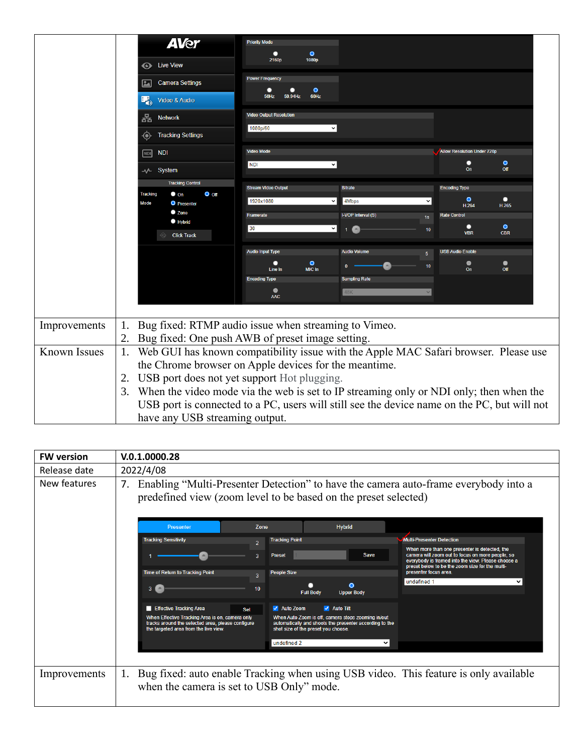|  |  |
|---|---|
|  |  |
| Improvements | 1. Bug fixed: RTMP audio issue when streaming to Vimeo.<br>2. Bug fixed: One push AWB of preset image setting. |
| Known Issues | 1. Web GUI has known compatibility issue with the Apple MAC Safari browser. Please use the Chrome browser on Apple devices for the meantime.<br>2. USB port does not yet support Hot plugging.<br>3. When the video mode via the web is set to IP streaming only or NDI only; then when the USB port is connected to a PC, users will still see the device name on the PC, but will not have any USB streaming output. |

| **FW version** | **V.0.1.0000.28** |
|---|---|
| Release date | 2022/4/08 |
| New features | 7. Enabling "Multi-Presenter Detection" to have the camera auto-frame everybody into a predefined view (zoom level to be based on the preset selected) |
| Improvements | 1. Bug fixed: auto enable Tracking when using USB video. This feature is only available when the camera is set to USB Only" mode. |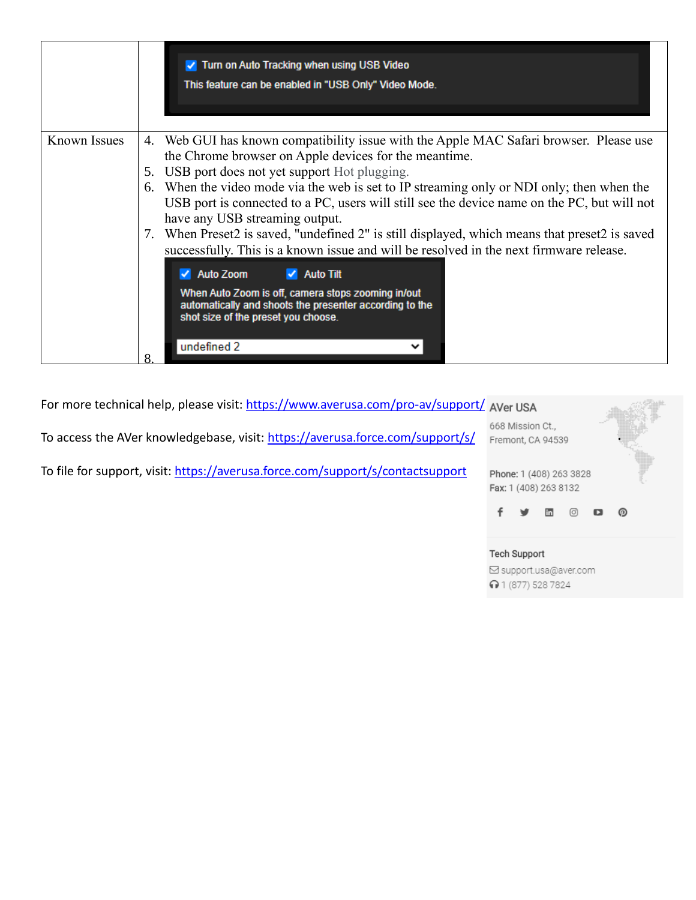| | |
|---|---|
| | Turn on Auto Tracking when using USB Video<br>This feature can be enabled in "USB Only" Video Mode. |
| Known Issues | 4. Web GUI has known compatibility issue with the Apple MAC Safari browser. Please use the Chrome browser on Apple devices for the meantime.<br>5. USB port does not yet support Hot plugging.<br>6. When the video mode via the web is set to IP streaming only or NDI only; then when the USB port is connected to a PC, users will still see the device name on the PC, but will not have any USB streaming output.<br>7. When Preset2 is saved, "undefined 2" is still displayed, which means that preset2 is saved successfully. This is a known issue and will be resolved in the next firmware release.<br>Auto Zoom Auto Tilt<br>When Auto Zoom is off, camera stops zooming in/out automatically and shoots the presenter according to the shot size of the preset you choose.<br>undefined 2<br>8. |

For more technical help, please visit: https://www.averusa.com/pro-av/support/

To access the AVer knowledgebase, visit: https://averusa.force.com/support/s/

To file for support, visit: https://averusa.force.com/support/s/contactsupport

AVer USA
668 Mission Ct.,
Fremont, CA 94539

Phone: 1 (408) 263 3828
Fax: 1 (408) 263 8132

Tech Support
support.usa@aver.com
1 (877) 528 7824